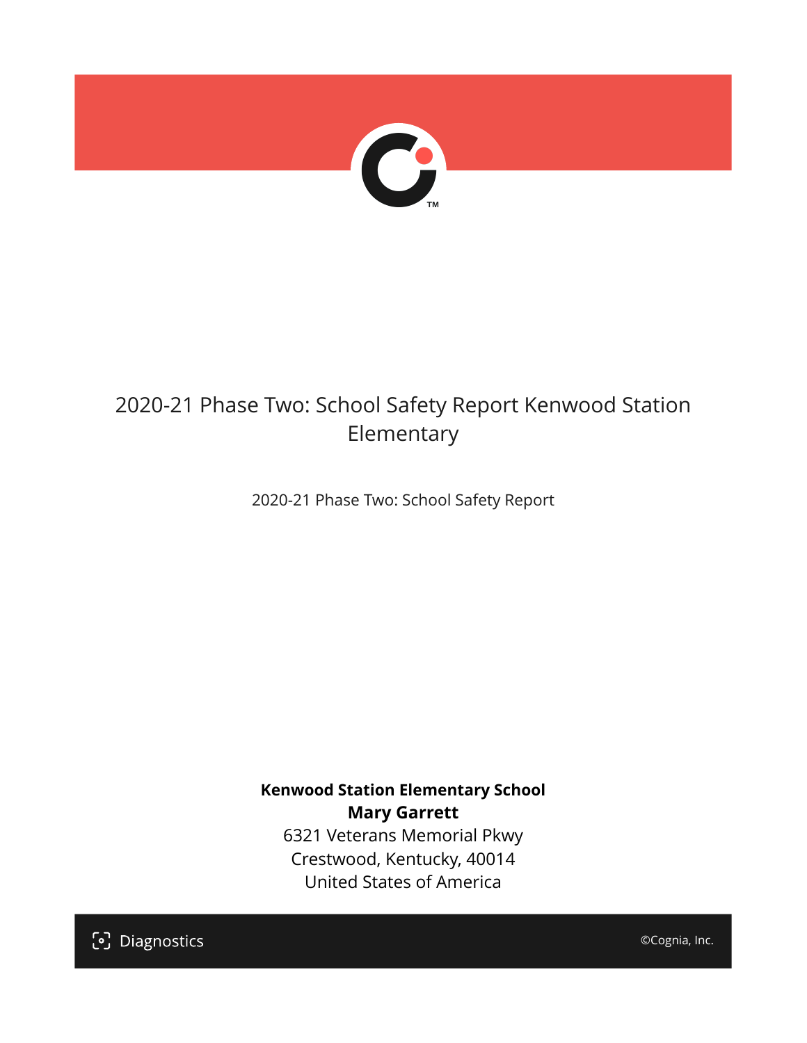# 2020-21 Phase Two: School Safety Report Kenwood Station Elementary

2020-21 Phase Two: School Safety Report

**Kenwood Station Elementary School**
**Mary Garrett**
6321 Veterans Memorial Pkwy
Crestwood, Kentucky, 40014
United States of America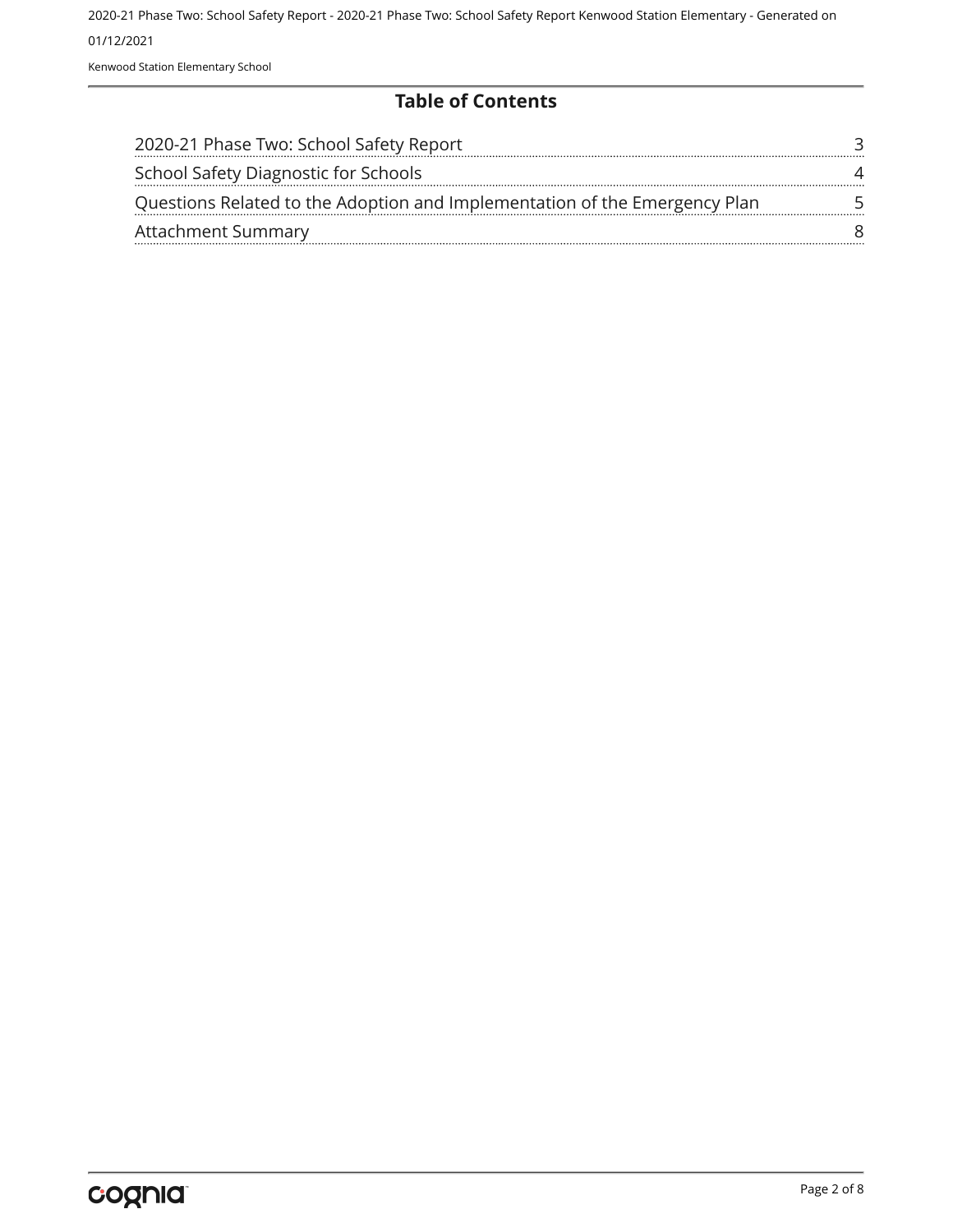## Table of Contents

| | |
|---|---|
| 2020-21 Phase Two: School Safety Report | 3 |
| School Safety Diagnostic for Schools | 4 |
| Questions Related to the Adoption and Implementation of the Emergency Plan | 5 |
| Attachment Summary | 8 |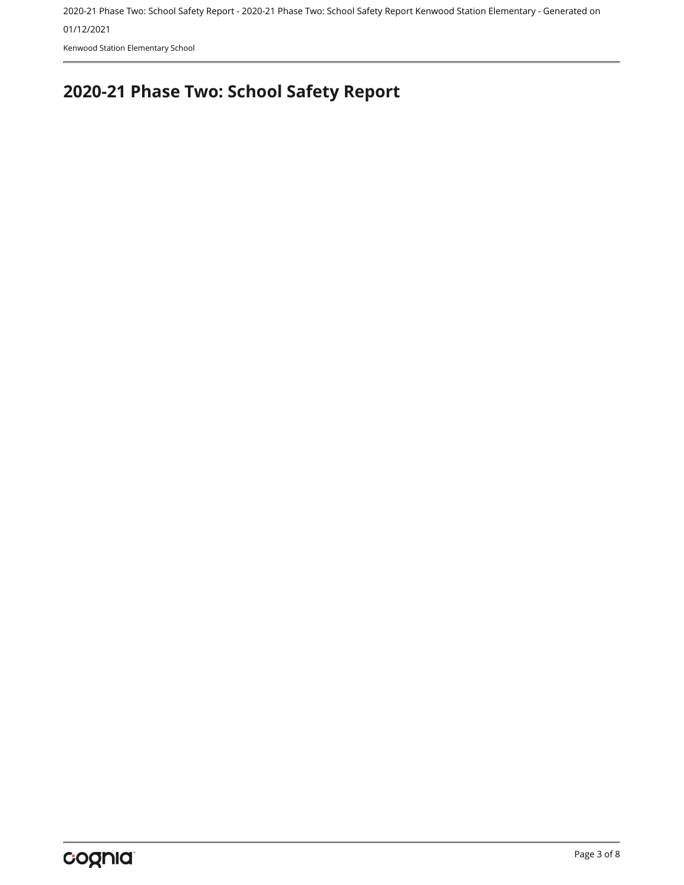# 2020-21 Phase Two: School Safety Report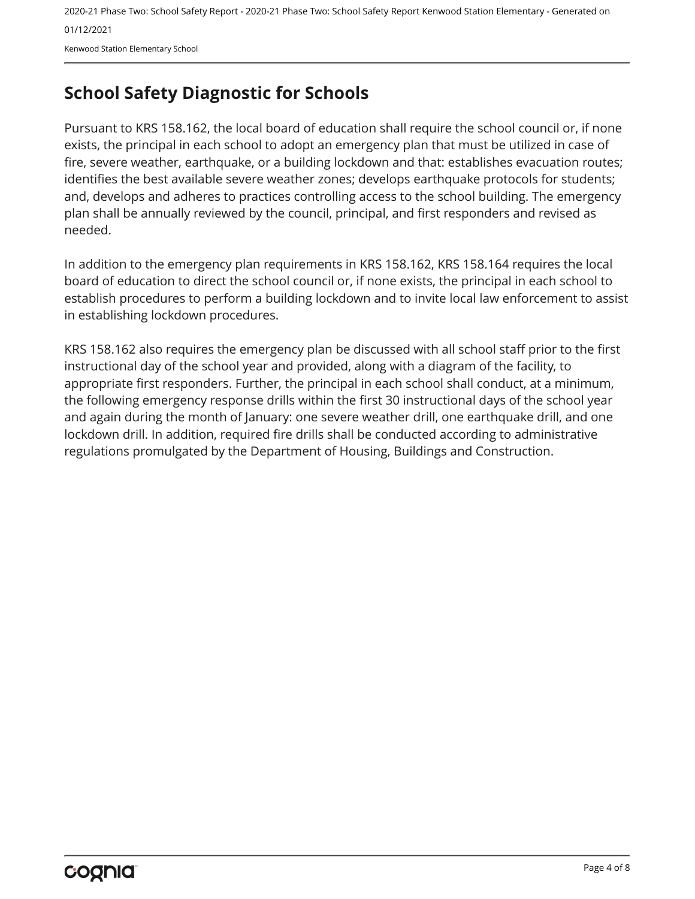## School Safety Diagnostic for Schools

Pursuant to KRS 158.162, the local board of education shall require the school council or, if none exists, the principal in each school to adopt an emergency plan that must be utilized in case of fire, severe weather, earthquake, or a building lockdown and that: establishes evacuation routes; identifies the best available severe weather zones; develops earthquake protocols for students; and, develops and adheres to practices controlling access to the school building. The emergency plan shall be annually reviewed by the council, principal, and first responders and revised as needed.

In addition to the emergency plan requirements in KRS 158.162, KRS 158.164 requires the local board of education to direct the school council or, if none exists, the principal in each school to establish procedures to perform a building lockdown and to invite local law enforcement to assist in establishing lockdown procedures.

KRS 158.162 also requires the emergency plan be discussed with all school staff prior to the first instructional day of the school year and provided, along with a diagram of the facility, to appropriate first responders. Further, the principal in each school shall conduct, at a minimum, the following emergency response drills within the first 30 instructional days of the school year and again during the month of January: one severe weather drill, one earthquake drill, and one lockdown drill. In addition, required fire drills shall be conducted according to administrative regulations promulgated by the Department of Housing, Buildings and Construction.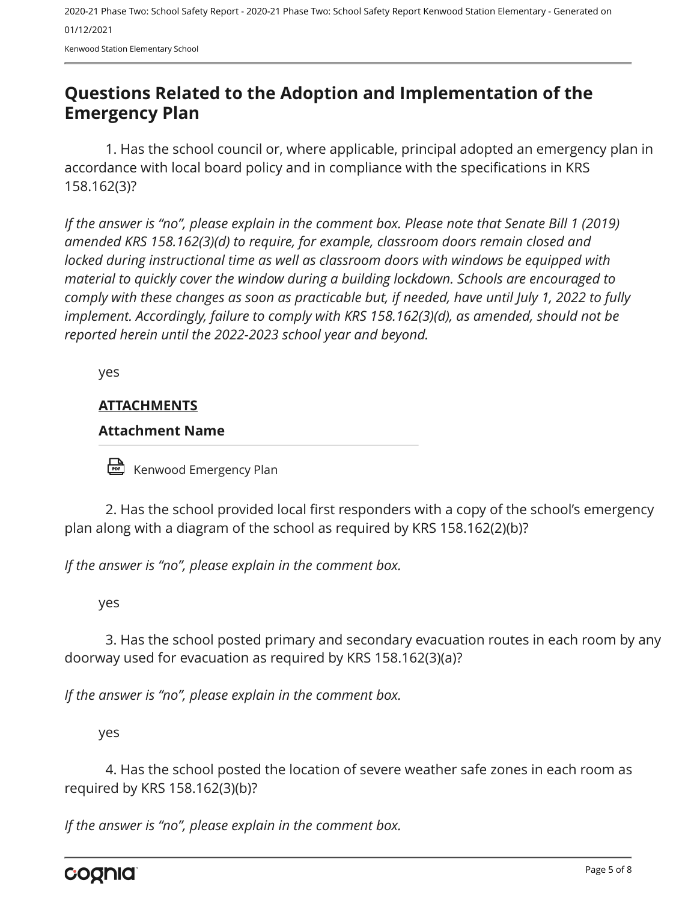## Questions Related to the Adoption and Implementation of the Emergency Plan

1. Has the school council or, where applicable, principal adopted an emergency plan in accordance with local board policy and in compliance with the specifications in KRS 158.162(3)?

*If the answer is "no", please explain in the comment box. Please note that Senate Bill 1 (2019) amended KRS 158.162(3)(d) to require, for example, classroom doors remain closed and locked during instructional time as well as classroom doors with windows be equipped with material to quickly cover the window during a building lockdown. Schools are encouraged to comply with these changes as soon as practicable but, if needed, have until July 1, 2022 to fully implement. Accordingly, failure to comply with KRS 158.162(3)(d), as amended, should not be reported herein until the 2022-2023 school year and beyond.*

yes

**ATTACHMENTS**

**Attachment Name**

Kenwood Emergency Plan

2. Has the school provided local first responders with a copy of the school's emergency plan along with a diagram of the school as required by KRS 158.162(2)(b)?

*If the answer is "no", please explain in the comment box.*

yes

3. Has the school posted primary and secondary evacuation routes in each room by any doorway used for evacuation as required by KRS 158.162(3)(a)?

*If the answer is "no", please explain in the comment box.*

yes

4. Has the school posted the location of severe weather safe zones in each room as required by KRS 158.162(3)(b)?

*If the answer is "no", please explain in the comment box.*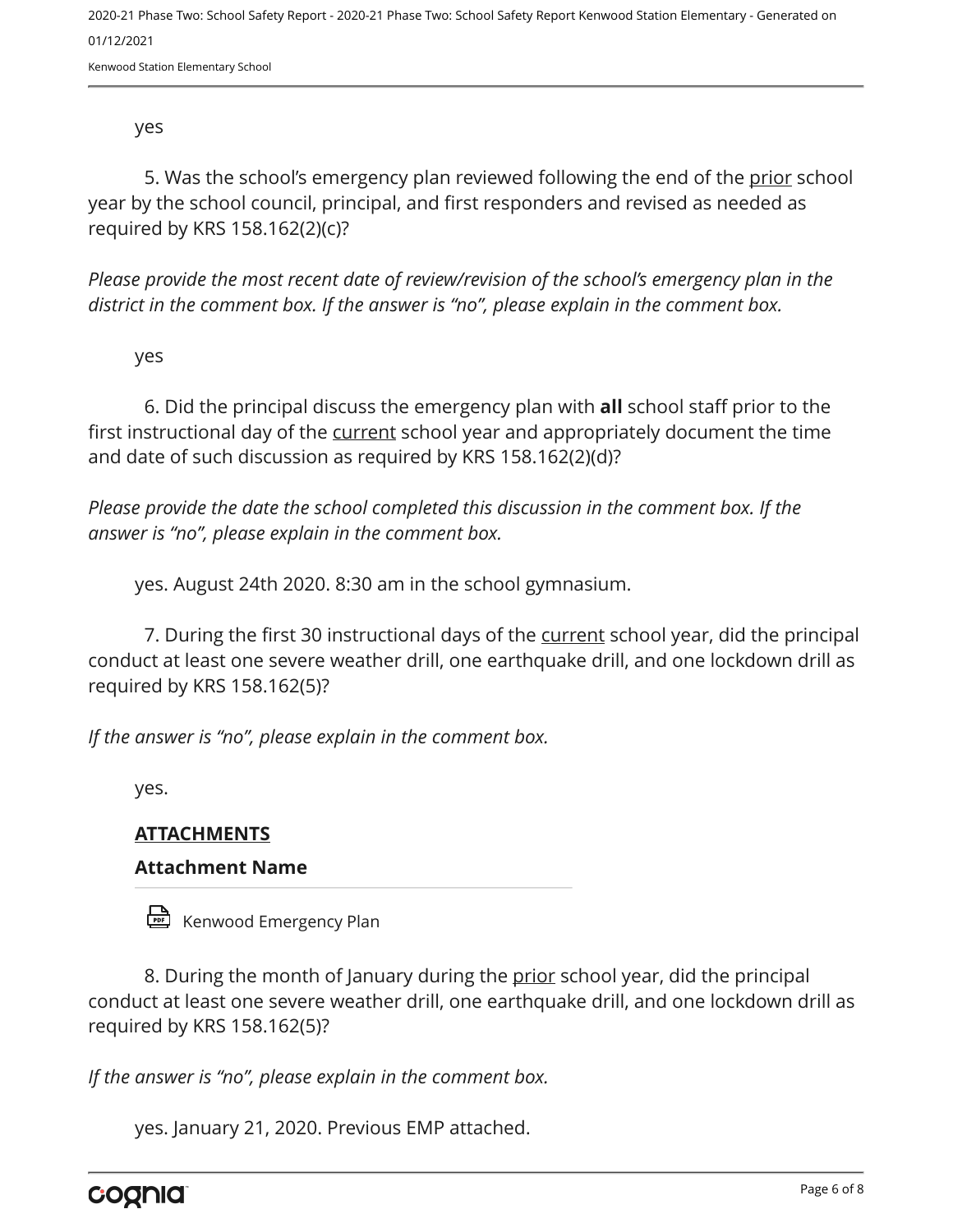yes

5. Was the school's emergency plan reviewed following the end of the prior school year by the school council, principal, and first responders and revised as needed as required by KRS 158.162(2)(c)?

*Please provide the most recent date of review/revision of the school's emergency plan in the district in the comment box. If the answer is "no", please explain in the comment box.*

yes

6. Did the principal discuss the emergency plan with **all** school staff prior to the first instructional day of the current school year and appropriately document the time and date of such discussion as required by KRS 158.162(2)(d)?

*Please provide the date the school completed this discussion in the comment box. If the answer is "no", please explain in the comment box.*

yes. August 24th 2020. 8:30 am in the school gymnasium.

7. During the first 30 instructional days of the current school year, did the principal conduct at least one severe weather drill, one earthquake drill, and one lockdown drill as required by KRS 158.162(5)?

*If the answer is "no", please explain in the comment box.*

yes.

**ATTACHMENTS**

**Attachment Name**

Kenwood Emergency Plan

8. During the month of January during the prior school year, did the principal conduct at least one severe weather drill, one earthquake drill, and one lockdown drill as required by KRS 158.162(5)?

*If the answer is "no", please explain in the comment box.*

yes. January 21, 2020. Previous EMP attached.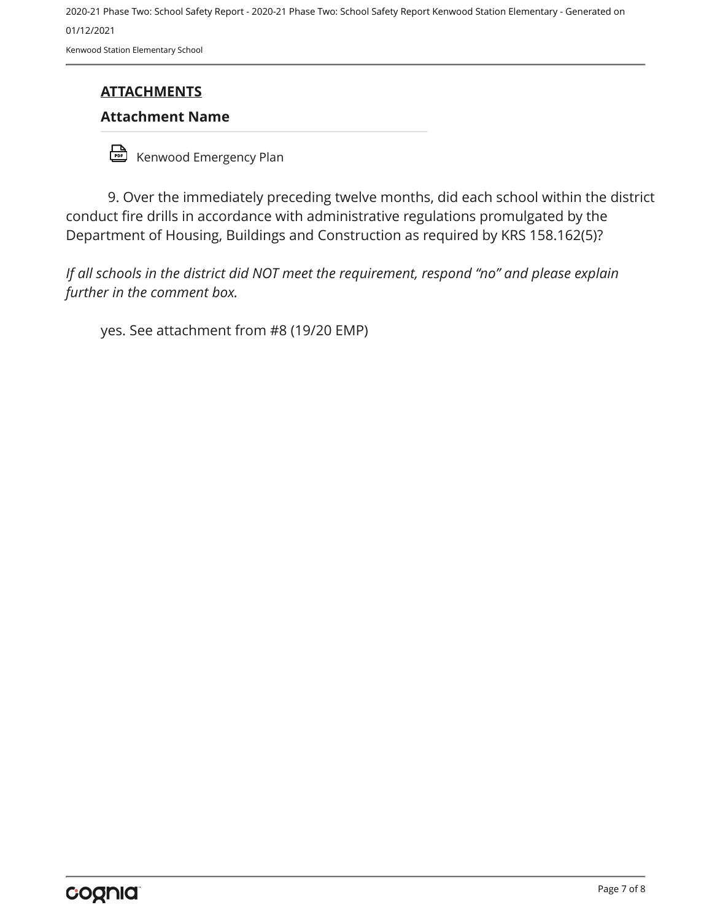## ATTACHMENTS

### Attachment Name

Kenwood Emergency Plan

9. Over the immediately preceding twelve months, did each school within the district conduct fire drills in accordance with administrative regulations promulgated by the Department of Housing, Buildings and Construction as required by KRS 158.162(5)?

*If all schools in the district did NOT meet the requirement, respond "no" and please explain further in the comment box.*

yes. See attachment from #8 (19/20 EMP)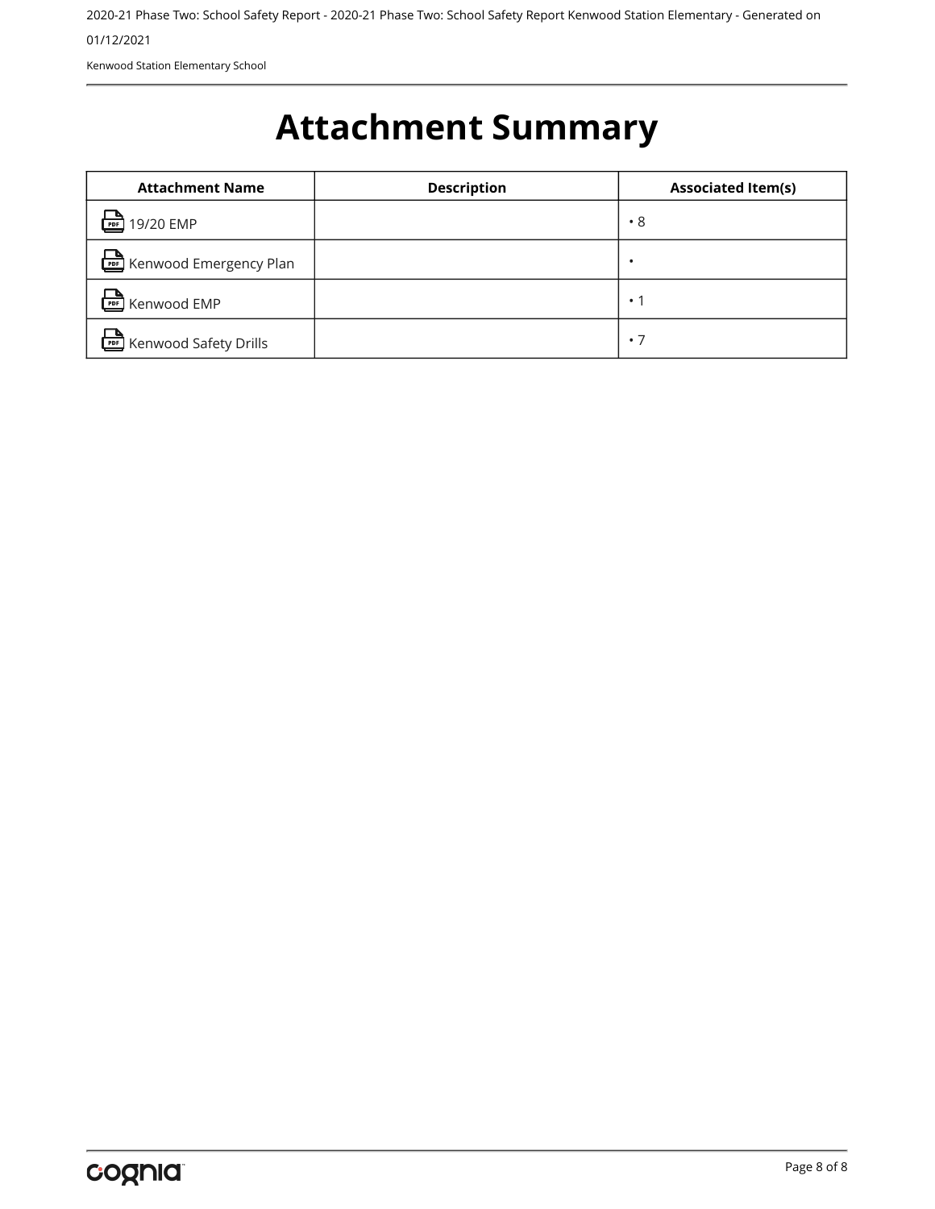# Attachment Summary

| Attachment Name | Description | Associated Item(s) |
| --- | --- | --- |
| 19/20 EMP | | • 8 |
| Kenwood Emergency Plan | | • |
| Kenwood EMP | | • 1 |
| Kenwood Safety Drills | | • 7 |